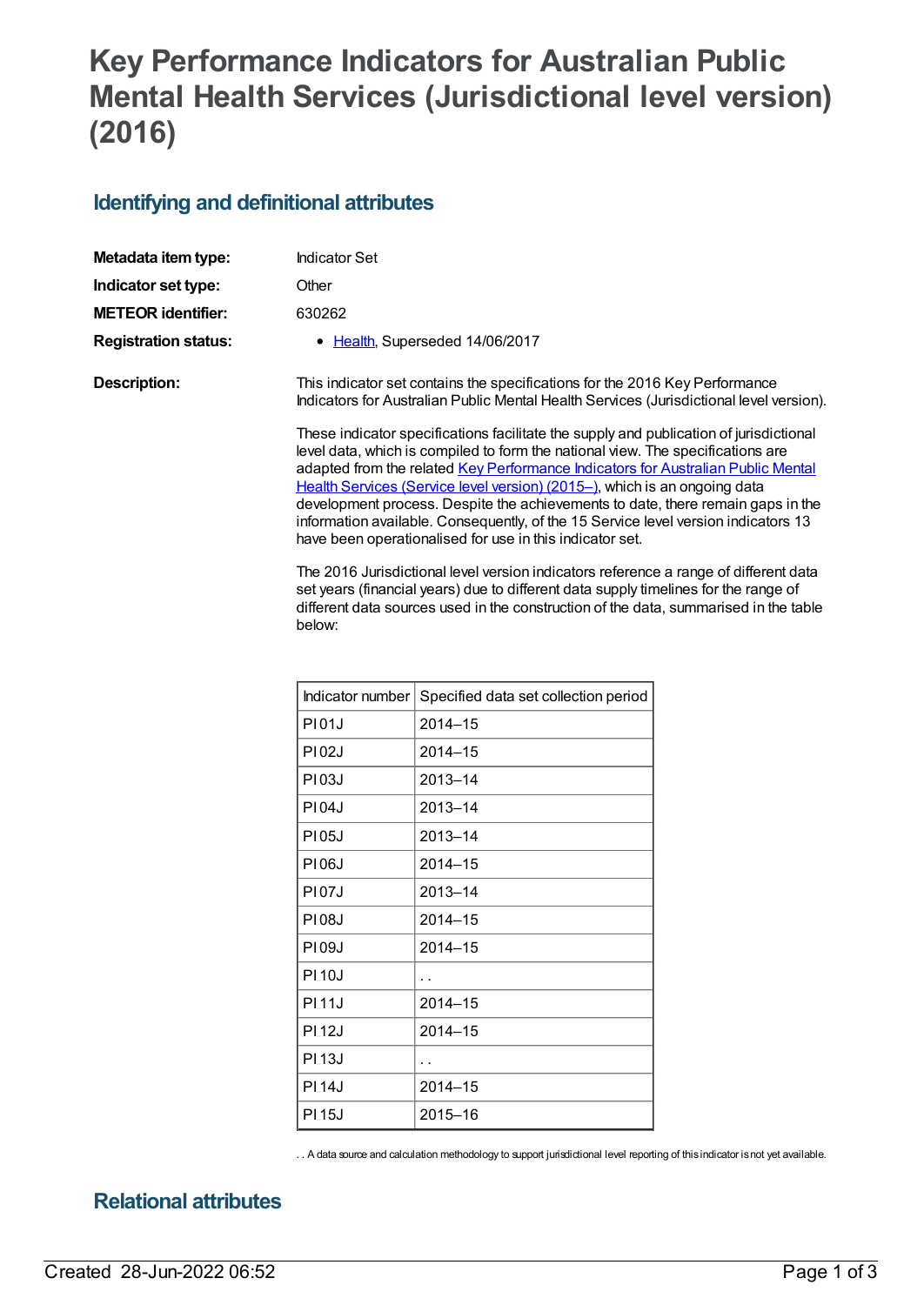# Key Performance Indicators for Australian Public Mental Health Services (Jurisdictional level version) (2016)

## Identifying and definitional attributes

**Metadata item type:** Indicator Set

**Indicator set type:** Other

**METEOR identifier:** 630262

**Registration status:**
- Health, Superseded 14/06/2017

**Description:**

This indicator set contains the specifications for the 2016 Key Performance Indicators for Australian Public Mental Health Services (Jurisdictional level version).

These indicator specifications facilitate the supply and publication of jurisdictional level data, which is compiled to form the national view. The specifications are adapted from the related Key Performance Indicators for Australian Public Mental Health Services (Service level version) (2015–), which is an ongoing data development process. Despite the achievements to date, there remain gaps in the information available. Consequently, of the 15 Service level version indicators 13 have been operationalised for use in this indicator set.

The 2016 Jurisdictional level version indicators reference a range of different data set years (financial years) due to different data supply timelines for the range of different data sources used in the construction of the data, summarised in the table below:

| Indicator number | Specified data set collection period |
|---|---|
| PI 01J | 2014–15 |
| PI 02J | 2014–15 |
| PI 03J | 2013–14 |
| PI 04J | 2013–14 |
| PI 05J | 2013–14 |
| PI 06J | 2014–15 |
| PI 07J | 2013–14 |
| PI 08J | 2014–15 |
| PI 09J | 2014–15 |
| PI 10J | . . |
| PI 11J | 2014–15 |
| PI 12J | 2014–15 |
| PI 13J | . . |
| PI 14J | 2014–15 |
| PI 15J | 2015–16 |

. . A data source and calculation methodology to support jurisdictional level reporting of this indicator is not yet available.

## Relational attributes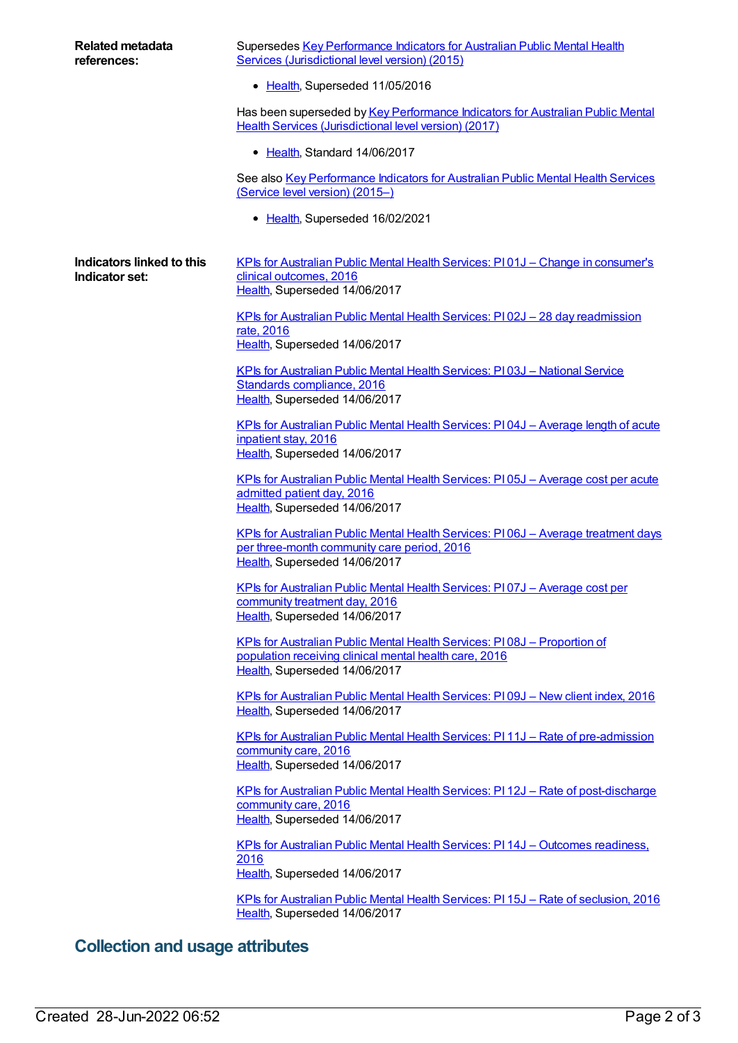**Related metadata references:**

Supersedes Key Performance Indicators for Australian Public Mental Health Services (Jurisdictional level version) (2015)

- Health, Superseded 11/05/2016

Has been superseded by Key Performance Indicators for Australian Public Mental Health Services (Jurisdictional level version) (2017)

- Health, Standard 14/06/2017

See also Key Performance Indicators for Australian Public Mental Health Services (Service level version) (2015–)

- Health, Superseded 16/02/2021

**Indicators linked to this Indicator set:**

KPIs for Australian Public Mental Health Services: PI 01J – Change in consumer's clinical outcomes, 2016
Health, Superseded 14/06/2017

KPIs for Australian Public Mental Health Services: PI 02J – 28 day readmission rate, 2016
Health, Superseded 14/06/2017

KPIs for Australian Public Mental Health Services: PI 03J – National Service Standards compliance, 2016
Health, Superseded 14/06/2017

KPIs for Australian Public Mental Health Services: PI 04J – Average length of acute inpatient stay, 2016
Health, Superseded 14/06/2017

KPIs for Australian Public Mental Health Services: PI 05J – Average cost per acute admitted patient day, 2016
Health, Superseded 14/06/2017

KPIs for Australian Public Mental Health Services: PI 06J – Average treatment days per three-month community care period, 2016
Health, Superseded 14/06/2017

KPIs for Australian Public Mental Health Services: PI 07J – Average cost per community treatment day, 2016
Health, Superseded 14/06/2017

KPIs for Australian Public Mental Health Services: PI 08J – Proportion of population receiving clinical mental health care, 2016
Health, Superseded 14/06/2017

KPIs for Australian Public Mental Health Services: PI 09J – New client index, 2016
Health, Superseded 14/06/2017

KPIs for Australian Public Mental Health Services: PI 11J – Rate of pre-admission community care, 2016
Health, Superseded 14/06/2017

KPIs for Australian Public Mental Health Services: PI 12J – Rate of post-discharge community care, 2016
Health, Superseded 14/06/2017

KPIs for Australian Public Mental Health Services: PI 14J – Outcomes readiness, 2016
Health, Superseded 14/06/2017

KPIs for Australian Public Mental Health Services: PI 15J – Rate of seclusion, 2016
Health, Superseded 14/06/2017

## Collection and usage attributes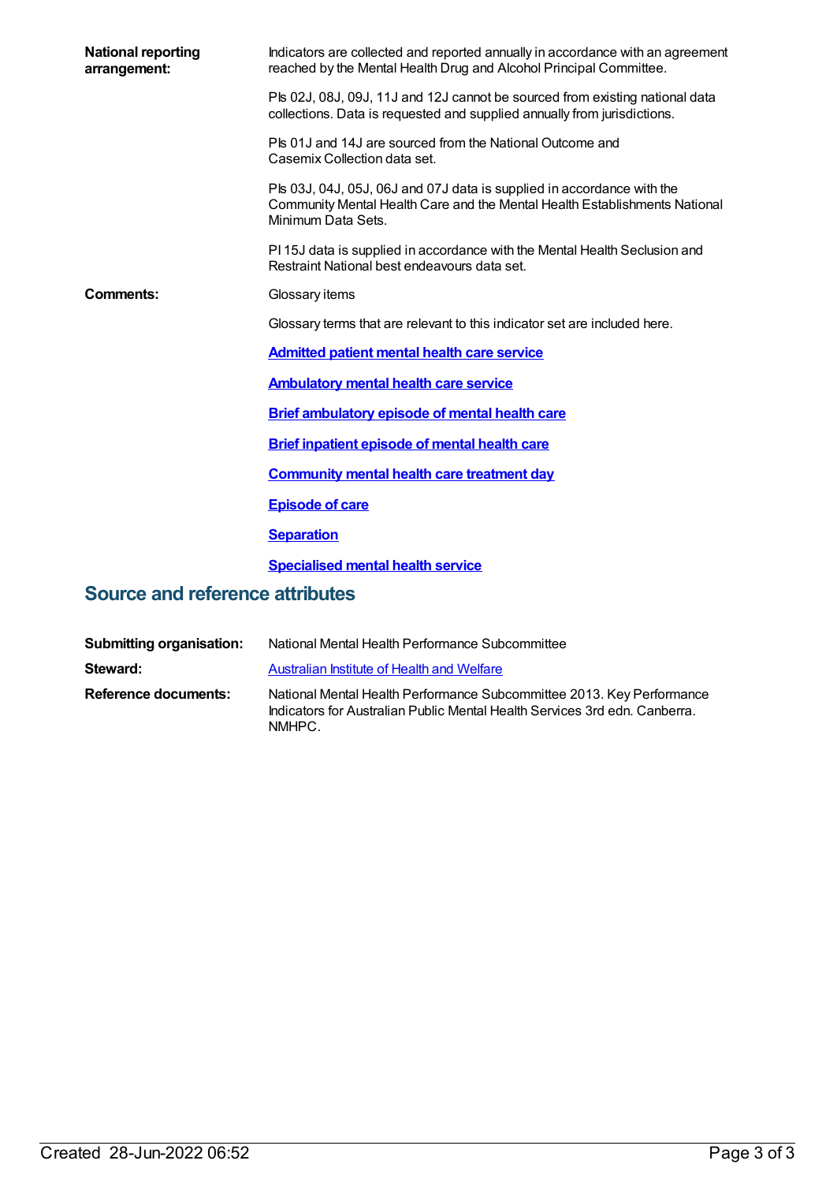**National reporting arrangement:**

Indicators are collected and reported annually in accordance with an agreement reached by the Mental Health Drug and Alcohol Principal Committee.

PIs 02J, 08J, 09J, 11J and 12J cannot be sourced from existing national data collections. Data is requested and supplied annually from jurisdictions.

PIs 01J and 14J are sourced from the National Outcome and Casemix Collection data set.

PIs 03J, 04J, 05J, 06J and 07J data is supplied in accordance with the Community Mental Health Care and the Mental Health Establishments National Minimum Data Sets.

PI 15J data is supplied in accordance with the Mental Health Seclusion and Restraint National best endeavours data set.

**Comments:**

Glossary items

Glossary terms that are relevant to this indicator set are included here.

**Admitted patient mental health care service**

**Ambulatory mental health care service**

**Brief ambulatory episode of mental health care**

**Brief inpatient episode of mental health care**

**Community mental health care treatment day**

**Episode of care**

**Separation**

**Specialised mental health service**

## Source and reference attributes

**Submitting organisation:** National Mental Health Performance Subcommittee

**Steward:** Australian Institute of Health and Welfare

**Reference documents:** National Mental Health Performance Subcommittee 2013. Key Performance Indicators for Australian Public Mental Health Services 3rd edn. Canberra. NMHPC.